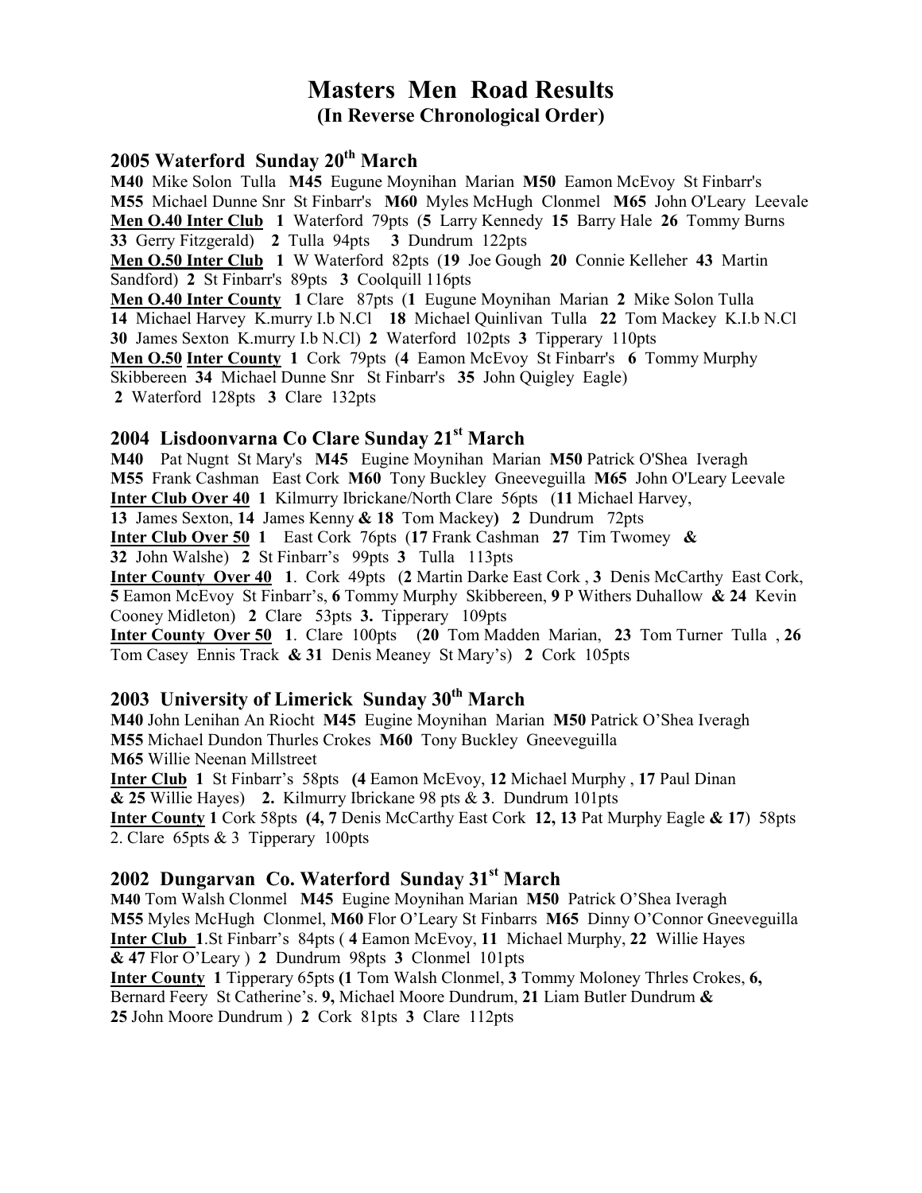# Masters Men Road Results
## (In Reverse Chronological Order)

### 2005 Waterford Sunday 20th March

**M40** Mike Solon Tulla **M45** Eugune Moynihan Marian **M50** Eamon McEvoy St Finbarr's **M55** Michael Dunne Snr St Finbarr's **M60** Myles McHugh Clonmel **M65** John O'Leary Leevale
**Men O.40 Inter Club** **1** Waterford 79pts (**5** Larry Kennedy **15** Barry Hale **26** Tommy Burns **33** Gerry Fitzgerald) **2** Tulla 94pts **3** Dundrum 122pts
**Men O.50 Inter Club** **1** W Waterford 82pts (**19** Joe Gough **20** Connie Kelleher **43** Martin Sandford) **2** St Finbarr's 89pts **3** Coolquill 116pts
**Men O.40 Inter County** **1** Clare 87pts (**1** Eugune Moynihan Marian **2** Mike Solon Tulla **14** Michael Harvey K.murry I.b N.Cl **18** Michael Quinlivan Tulla **22** Tom Mackey K.I.b N.Cl **30** James Sexton K.murry I.b N.Cl) **2** Waterford 102pts **3** Tipperary 110pts
**Men O.50 Inter County** **1** Cork 79pts (**4** Eamon McEvoy St Finbarr's **6** Tommy Murphy Skibbereen **34** Michael Dunne Snr St Finbarr's **35** John Quigley Eagle) **2** Waterford 128pts **3** Clare 132pts

### 2004 Lisdoonvarna Co Clare Sunday 21st March

**M40** Pat Nugnt St Mary's **M45** Eugine Moynihan Marian **M50** Patrick O'Shea Iveragh **M55** Frank Cashman East Cork **M60** Tony Buckley Gneeveguilla **M65** John O'Leary Leevale
**Inter Club Over 40** **1** Kilmurry Ibrickane/North Clare 56pts (**11** Michael Harvey, **13** James Sexton, **14** James Kenny **& 18** Tom Mackey**)** **2** Dundrum 72pts
**Inter Club Over 50** **1** East Cork 76pts (**17** Frank Cashman **27** Tim Twomey **& 32** John Walshe) **2** St Finbarr's 99pts **3** Tulla 113pts
**Inter County Over 40** **1**. Cork 49pts (**2** Martin Darke East Cork , **3** Denis McCarthy East Cork, **5** Eamon McEvoy St Finbarr's, **6** Tommy Murphy Skibbereen, **9** P Withers Duhallow **& 24** Kevin Cooney Midleton) **2** Clare 53pts **3.** Tipperary 109pts
**Inter County Over 50** **1**. Clare 100pts (**20** Tom Madden Marian, **23** Tom Turner Tulla , **26** Tom Casey Ennis Track **& 31** Denis Meaney St Mary's) **2** Cork 105pts

### 2003 University of Limerick Sunday 30th March

**M40** John Lenihan An Riocht **M45** Eugine Moynihan Marian **M50** Patrick O'Shea Iveragh **M55** Michael Dundon Thurles Crokes **M60** Tony Buckley Gneeveguilla **M65** Willie Neenan Millstreet
**Inter Club** **1** St Finbarr's 58pts **(4** Eamon McEvoy, **12** Michael Murphy , **17** Paul Dinan **& 25** Willie Hayes) **2.** Kilmurry Ibrickane 98 pts & **3**. Dundrum 101pts
**Inter County** **1** Cork 58pts **(4, 7** Denis McCarthy East Cork **12, 13** Pat Murphy Eagle **& 17**) 58pts 2. Clare 65pts & 3 Tipperary 100pts

### 2002 Dungarvan Co. Waterford Sunday 31st March

**M40** Tom Walsh Clonmel **M45** Eugine Moynihan Marian **M50** Patrick O'Shea Iveragh **M55** Myles McHugh Clonmel, **M60** Flor O'Leary St Finbarrs **M65** Dinny O'Connor Gneeveguilla
**Inter Club** **1**.St Finbarr's 84pts ( **4** Eamon McEvoy, **11** Michael Murphy, **22** Willie Hayes **& 47** Flor O'Leary ) **2** Dundrum 98pts **3** Clonmel 101pts
**Inter County** **1** Tipperary 65pts **(1** Tom Walsh Clonmel, **3** Tommy Moloney Thrles Crokes, **6,** Bernard Feery St Catherine's. **9,** Michael Moore Dundrum, **21** Liam Butler Dundrum **& 25** John Moore Dundrum ) **2** Cork 81pts **3** Clare 112pts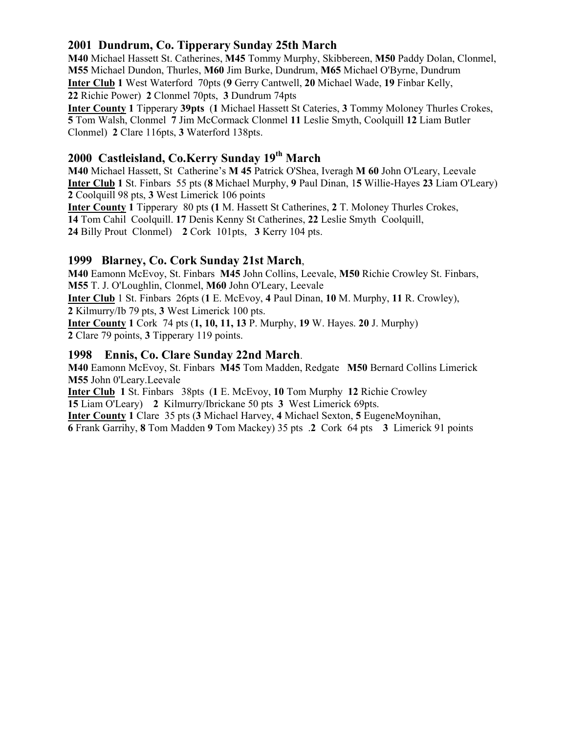## 2001 Dundrum, Co. Tipperary Sunday 25th March

**M40** Michael Hassett St. Catherines, **M45** Tommy Murphy, Skibbereen, **M50** Paddy Dolan, Clonmel, **M55** Michael Dundon, Thurles, **M60** Jim Burke, Dundrum, **M65** Michael O'Byrne, Dundrum
**Inter Club 1** West Waterford 70pts (**9** Gerry Cantwell, **20** Michael Wade, **19** Finbar Kelly, **22** Richie Power) **2** Clonmel 70pts, **3** Dundrum 74pts
**Inter County 1** Tipperary **39pts** (**1** Michael Hassett St Cateries, **3** Tommy Moloney Thurles Crokes, **5** Tom Walsh, Clonmel **7** Jim McCormack Clonmel **11** Leslie Smyth, Coolquill **12** Liam Butler Clonmel) **2** Clare 116pts, **3** Waterford 138pts.

## 2000 Castleisland, Co.Kerry Sunday 19th March

**M40** Michael Hassett, St Catherine's **M 45** Patrick O'Shea, Iveragh **M 60** John O'Leary, Leevale
**Inter Club 1** St. Finbars 55 pts (**8** Michael Murphy, **9** Paul Dinan, 1**5** Willie-Hayes **23** Liam O'Leary) **2** Coolquill 98 pts, **3** West Limerick 106 points
**Inter County 1** Tipperary 80 pts **(1** M. Hassett St Catherines, **2** T. Moloney Thurles Crokes, **14** Tom Cahil Coolquill. **17** Denis Kenny St Catherines, **22** Leslie Smyth Coolquill, **24** Billy Prout Clonmel) **2** Cork 101pts, **3** Kerry 104 pts.

## 1999 Blarney, Co. Cork Sunday 21st March,

**M40** Eamonn McEvoy, St. Finbars **M45** John Collins, Leevale, **M50** Richie Crowley St. Finbars, **M55** T. J. O'Loughlin, Clonmel, **M60** John O'Leary, Leevale
**Inter Club** 1 St. Finbars 26pts (**1** E. McEvoy, **4** Paul Dinan, **10** M. Murphy, **11** R. Crowley), **2** Kilmurry/Ib 79 pts, **3** West Limerick 100 pts.
**Inter County 1** Cork 74 pts (**1, 10, 11, 13** P. Murphy, **19** W. Hayes. **20** J. Murphy) **2** Clare 79 points, **3** Tipperary 119 points.

## 1998 Ennis, Co. Clare Sunday 22nd March.

**M40** Eamonn McEvoy, St. Finbars **M45** Tom Madden, Redgate **M50** Bernard Collins Limerick **M55** John 0'Leary.Leevale
**Inter Club 1** St. Finbars 38pts (**1** E. McEvoy, **10** Tom Murphy **12** Richie Crowley **15** Liam O'Leary) **2** Kilmurry/Ibrickane 50 pts **3** West Limerick 69pts.
**Inter County 1** Clare 35 pts (**3** Michael Harvey, **4** Michael Sexton, **5** EugeneMoynihan, **6** Frank Garrihy, **8** Tom Madden **9** Tom Mackey) 35 pts .**2** Cork 64 pts **3** Limerick 91 points